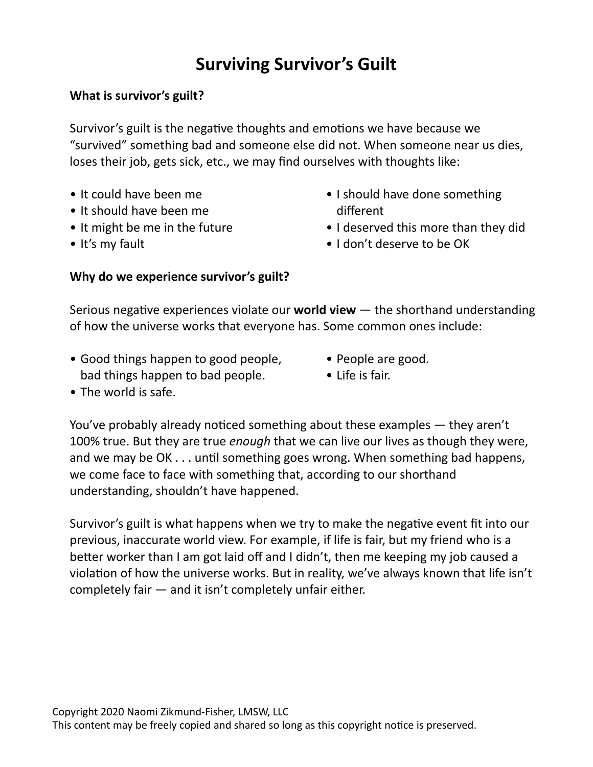# Surviving Survivor's Guilt

**What is survivor's guilt?**

Survivor's guilt is the negative thoughts and emotions we have because we "survived" something bad and someone else did not. When someone near us dies, loses their job, gets sick, etc., we may find ourselves with thoughts like:

- It could have been me
- It should have been me
- It might be me in the future
- It's my fault
- I should have done something different
- I deserved this more than they did
- I don't deserve to be OK

**Why do we experience survivor's guilt?**

Serious negative experiences violate our **world view** — the shorthand understanding of how the universe works that everyone has. Some common ones include:

- Good things happen to good people, bad things happen to bad people.
- The world is safe.
- People are good.
- Life is fair.

You've probably already noticed something about these examples — they aren't 100% true. But they are true *enough* that we can live our lives as though they were, and we may be OK . . . until something goes wrong. When something bad happens, we come face to face with something that, according to our shorthand understanding, shouldn't have happened.

Survivor's guilt is what happens when we try to make the negative event fit into our previous, inaccurate world view. For example, if life is fair, but my friend who is a better worker than I am got laid off and I didn't, then me keeping my job caused a violation of how the universe works. But in reality, we've always known that life isn't completely fair — and it isn't completely unfair either.

Copyright 2020 Naomi Zikmund-Fisher, LMSW, LLC
This content may be freely copied and shared so long as this copyright notice is preserved.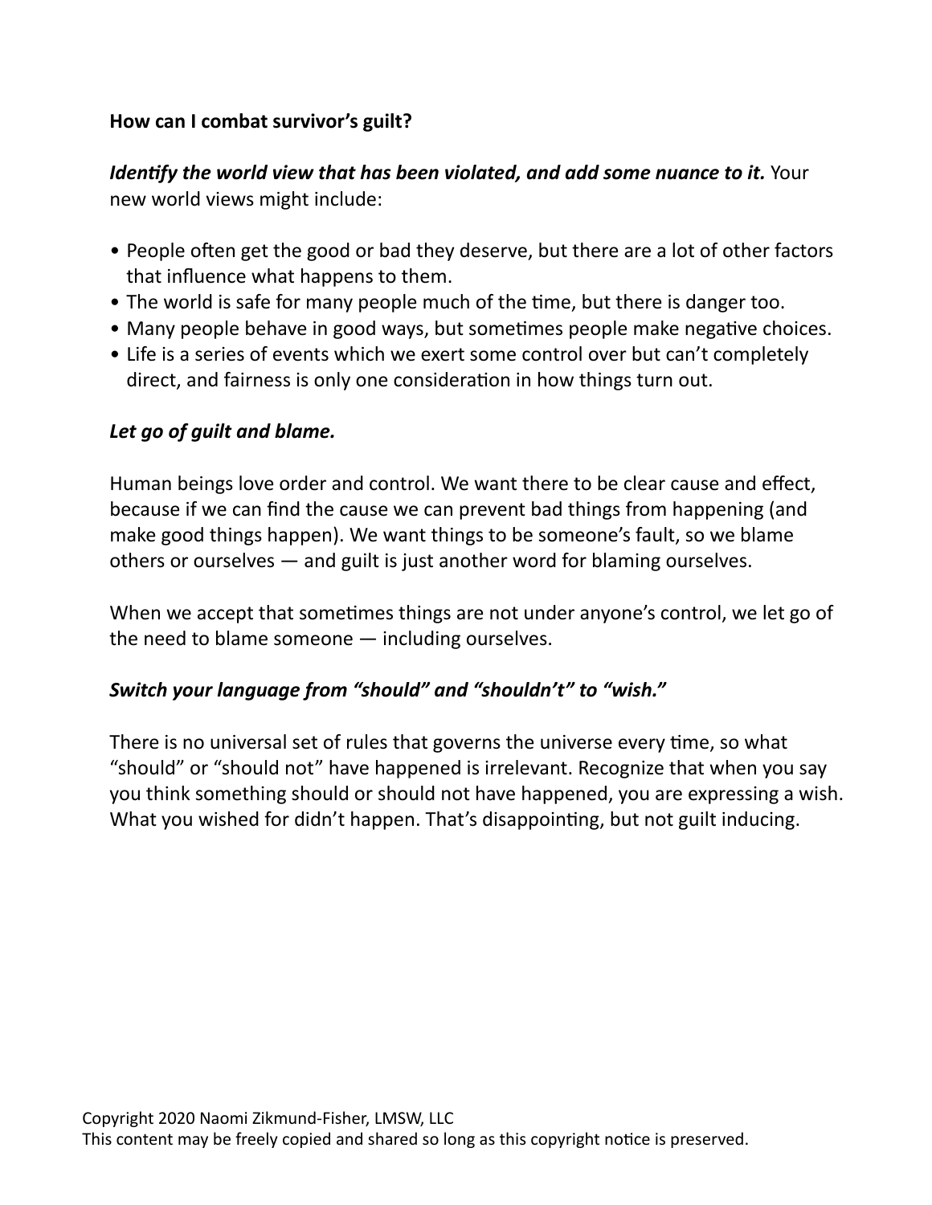**How can I combat survivor's guilt?**

***Identify the world view that has been violated, and add some nuance to it.*** Your new world views might include:

- People often get the good or bad they deserve, but there are a lot of other factors that influence what happens to them.
- The world is safe for many people much of the time, but there is danger too.
- Many people behave in good ways, but sometimes people make negative choices.
- Life is a series of events which we exert some control over but can't completely direct, and fairness is only one consideration in how things turn out.

***Let go of guilt and blame.***

Human beings love order and control. We want there to be clear cause and effect, because if we can find the cause we can prevent bad things from happening (and make good things happen). We want things to be someone's fault, so we blame others or ourselves — and guilt is just another word for blaming ourselves.

When we accept that sometimes things are not under anyone's control, we let go of the need to blame someone — including ourselves.

***Switch your language from "should" and "shouldn't" to "wish."***

There is no universal set of rules that governs the universe every time, so what "should" or "should not" have happened is irrelevant. Recognize that when you say you think something should or should not have happened, you are expressing a wish. What you wished for didn't happen. That's disappointing, but not guilt inducing.

Copyright 2020 Naomi Zikmund-Fisher, LMSW, LLC
This content may be freely copied and shared so long as this copyright notice is preserved.